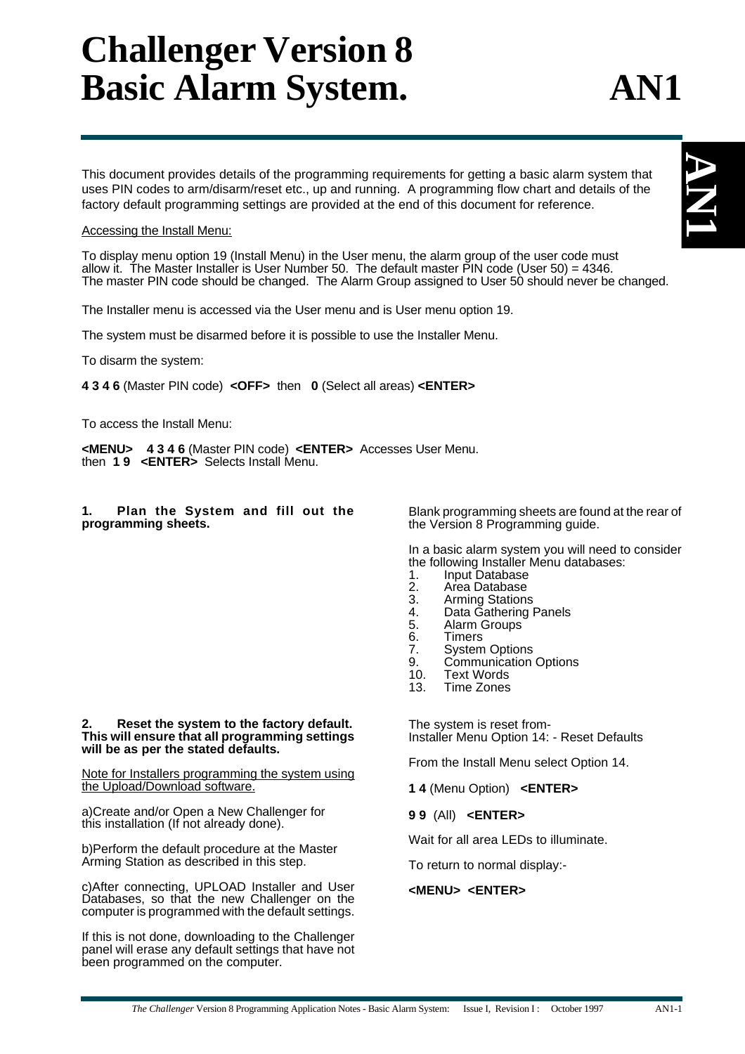# Challenger Version 8 Basic Alarm System. AN1

This document provides details of the programming requirements for getting a basic alarm system that uses PIN codes to arm/disarm/reset etc., up and running. A programming flow chart and details of the factory default programming settings are provided at the end of this document for reference.

Accessing the Install Menu:

To display menu option 19 (Install Menu) in the User menu, the alarm group of the user code must allow it. The Master Installer is User Number 50. The default master PIN code (User 50) = 4346. The master PIN code should be changed. The Alarm Group assigned to User 50 should never be changed.

The Installer menu is accessed via the User menu and is User menu option 19.

The system must be disarmed before it is possible to use the Installer Menu.

To disarm the system:

**4 3 4 6** (Master PIN code) **<OFF>** then **0** (Select all areas) **<ENTER>**

To access the Install Menu:

**<MENU>** **4 3 4 6** (Master PIN code) **<ENTER>** Accesses User Menu.
then **1 9** **<ENTER>** Selects Install Menu.

**1. Plan the System and fill out the programming sheets.**

Blank programming sheets are found at the rear of the Version 8 Programming guide.

In a basic alarm system you will need to consider the following Installer Menu databases:

1. Input Database
2. Area Database
3. Arming Stations
4. Data Gathering Panels
5. Alarm Groups
6. Timers
7. System Options
9. Communication Options
10. Text Words
13. Time Zones

**2. Reset the system to the factory default. This will ensure that all programming settings will be as per the stated defaults.**

Note for Installers programming the system using the Upload/Download software.

a)Create and/or Open a New Challenger for this installation (If not already done).

b)Perform the default procedure at the Master Arming Station as described in this step.

c)After connecting, UPLOAD Installer and User Databases, so that the new Challenger on the computer is programmed with the default settings.

If this is not done, downloading to the Challenger panel will erase any default settings that have not been programmed on the computer.

The system is reset from-
Installer Menu Option 14: - Reset Defaults

From the Install Menu select Option 14.

**1 4** (Menu Option) **<ENTER>**

**9 9** (All) **<ENTER>**

Wait for all area LEDs to illuminate.

To return to normal display:-

**<MENU> <ENTER>**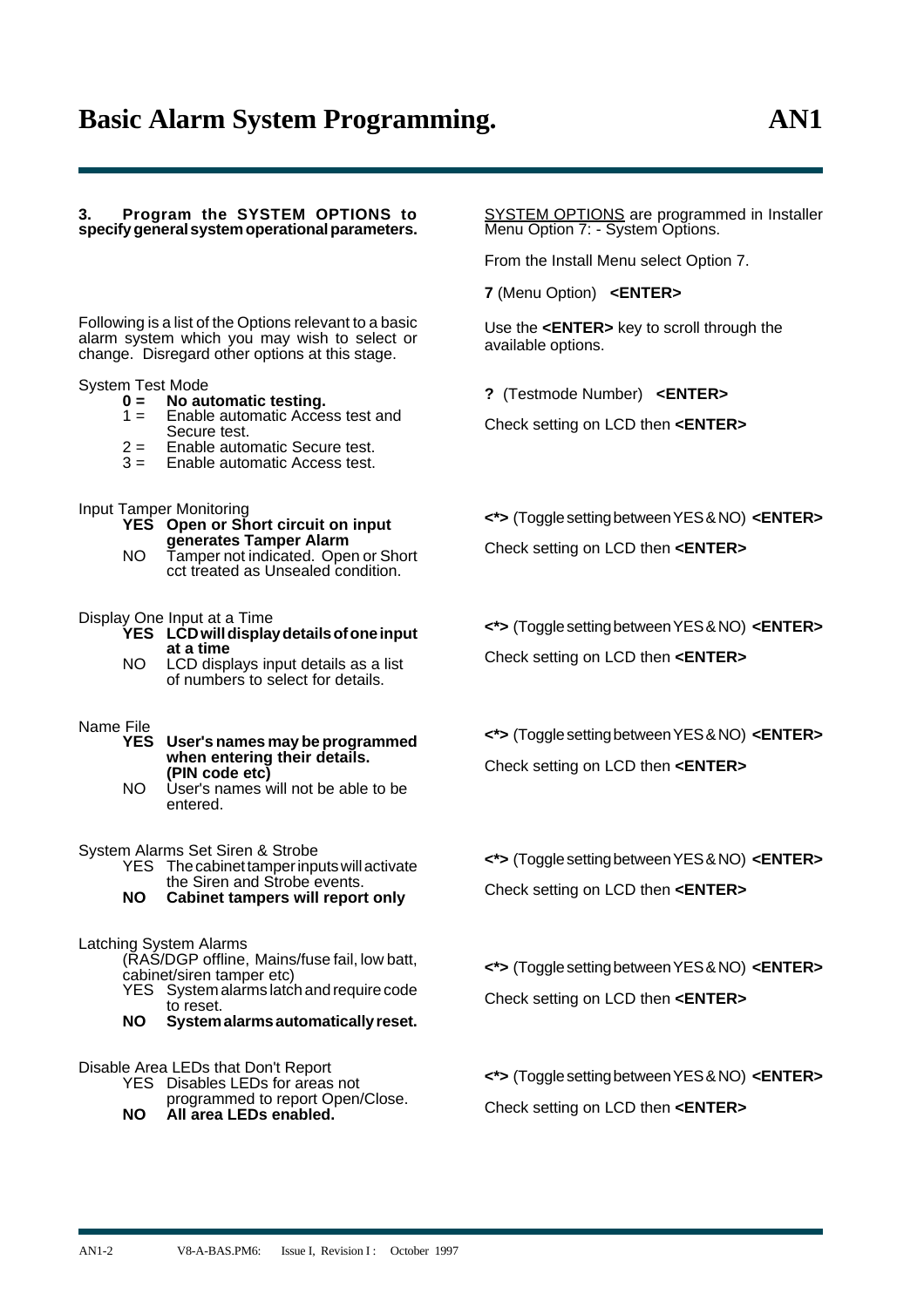**3. Program the SYSTEM OPTIONS to specify general system operational parameters.**

SYSTEM OPTIONS are programmed in Installer Menu Option 7: - System Options.

From the Install Menu select Option 7.

**7** (Menu Option) **<ENTER>**

Following is a list of the Options relevant to a basic alarm system which you may wish to select or change. Disregard other options at this stage.

Use the **<ENTER>** key to scroll through the available options.

System Test Mode

- **0 = No automatic testing.**
- 1 = Enable automatic Access test and Secure test.
- 2 = Enable automatic Secure test.
- 3 = Enable automatic Access test.

**?** (Testmode Number) **<ENTER>**

Check setting on LCD then **<ENTER>**

Input Tamper Monitoring

- **YES Open or Short circuit on input generates Tamper Alarm**
- NO Tamper not indicated. Open or Short cct treated as Unsealed condition.

**<*>** (Toggle setting between YES & NO) **<ENTER>**

Check setting on LCD then **<ENTER>**

Display One Input at a Time

- **YES LCD will display details of one input at a time**
- NO LCD displays input details as a list of numbers to select for details.

**<*>** (Toggle setting between YES & NO) **<ENTER>**

Check setting on LCD then **<ENTER>**

Name File

- **YES User's names may be programmed when entering their details. (PIN code etc)**
- NO User's names will not be able to be entered.

**<*>** (Toggle setting between YES & NO) **<ENTER>**

Check setting on LCD then **<ENTER>**

System Alarms Set Siren & Strobe

- YES The cabinet tamper inputs will activate the Siren and Strobe events.
- **NO Cabinet tampers will report only**

**<*>** (Toggle setting between YES & NO) **<ENTER>**

Check setting on LCD then **<ENTER>**

Latching System Alarms

(RAS/DGP offline, Mains/fuse fail, low batt, cabinet/siren tamper etc)

- YES System alarms latch and require code to reset.
- **NO System alarms automatically reset.**

**<*>** (Toggle setting between YES & NO) **<ENTER>**

Check setting on LCD then **<ENTER>**

Disable Area LEDs that Don't Report

- YES Disables LEDs for areas not programmed to report Open/Close.
- **NO All area LEDs enabled.**

**<*>** (Toggle setting between YES & NO) **<ENTER>**

Check setting on LCD then **<ENTER>**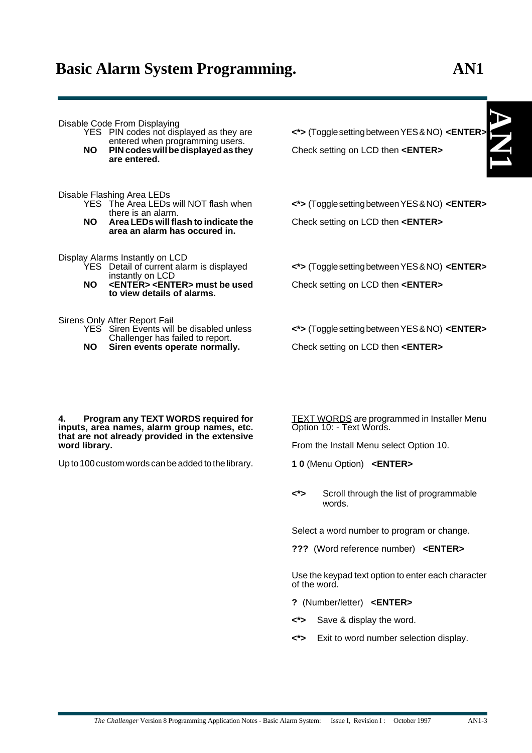Disable Code From Displaying

- YES PIN codes not displayed as they are entered when programming users.
- **NO PIN codes will be displayed as they are entered.**

**<*>** (Toggle setting between YES & NO) **<ENTER>**

Check setting on LCD then **<ENTER>**

Disable Flashing Area LEDs

- YES The Area LEDs will NOT flash when there is an alarm.
- **NO Area LEDs will flash to indicate the area an alarm has occured in.**

**<*>** (Toggle setting between YES & NO) **<ENTER>**

Check setting on LCD then **<ENTER>**

Display Alarms Instantly on LCD

- YES Detail of current alarm is displayed instantly on LCD
- **NO <ENTER> <ENTER> must be used to view details of alarms.**

**<*>** (Toggle setting between YES & NO) **<ENTER>**

Check setting on LCD then **<ENTER>**

Sirens Only After Report Fail

- YES Siren Events will be disabled unless Challenger has failed to report.
- **NO Siren events operate normally.**

**<*>** (Toggle setting between YES & NO) **<ENTER>**

Check setting on LCD then **<ENTER>**

**4. Program any TEXT WORDS required for inputs, area names, alarm group names, etc. that are not already provided in the extensive word library.**

Up to 100 custom words can be added to the library.

TEXT WORDS are programmed in Installer Menu Option 10: - Text Words.

From the Install Menu select Option 10.

**1 0** (Menu Option) **<ENTER>**

**<*>** Scroll through the list of programmable words.

Select a word number to program or change.

**???** (Word reference number) **<ENTER>**

Use the keypad text option to enter each character of the word.

**?** (Number/letter) **<ENTER>**

**<*>** Save & display the word.

**<*>** Exit to word number selection display.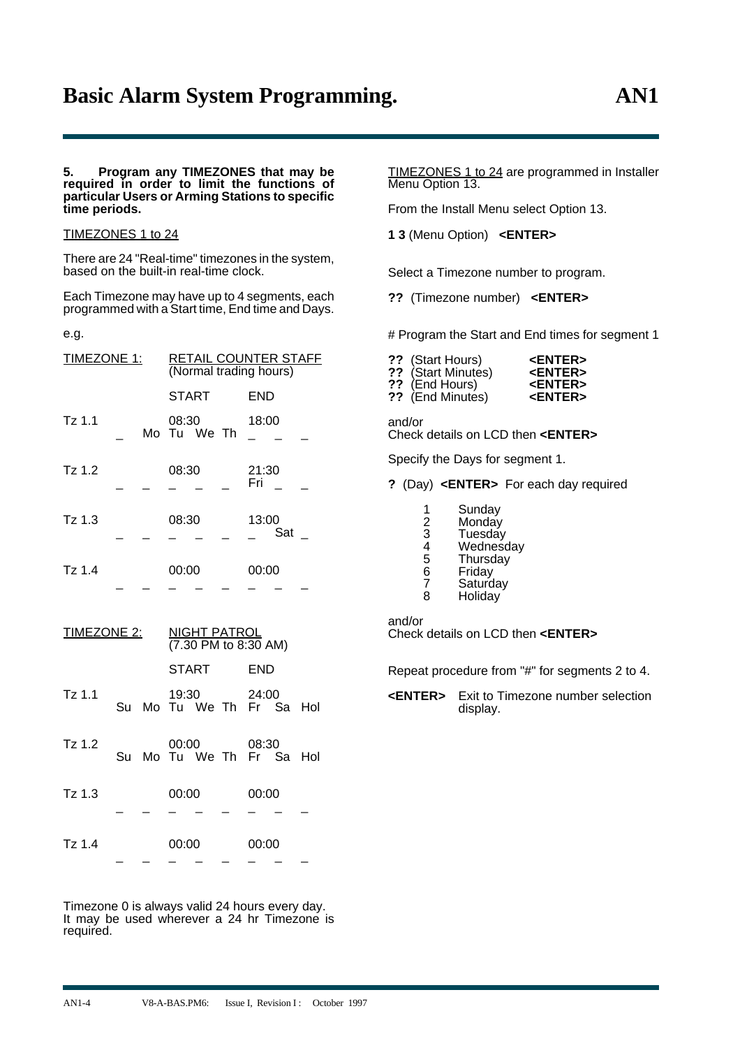**5. Program any TIMEZONES that may be required in order to limit the functions of particular Users or Arming Stations to specific time periods.**

TIMEZONES 1 to 24

There are 24 "Real-time" timezones in the system, based on the built-in real-time clock.

Each Timezone may have up to 4 segments, each programmed with a Start time, End time and Days.

e.g.

TIMEZONE 1: RETAIL COUNTER STAFF (Normal trading hours)

| | START | END | Su | Mo | Tu | We | Th | Fr | Sa | Hol |
|---|---|---|---|---|---|---|---|---|---|---|
| Tz 1.1 | 08:30 | 18:00 | _ | Mo | Tu | We | Th | _ | _ | _ |
| Tz 1.2 | 08:30 | 21:30 | _ | _ | _ | _ | _ | Fri | _ | _ |
| Tz 1.3 | 08:30 | 13:00 | _ | _ | _ | _ | _ | _ | Sat | _ |
| Tz 1.4 | 00:00 | 00:00 | _ | _ | _ | _ | _ | _ | _ | _ |

TIMEZONE 2: NIGHT PATROL (7.30 PM to 8:30 AM)

| | START | END | Su | Mo | Tu | We | Th | Fr | Sa | Hol |
|---|---|---|---|---|---|---|---|---|---|---|
| Tz 1.1 | 19:30 | 24:00 | Su | Mo | Tu | We | Th | Fr | Sa | Hol |
| Tz 1.2 | 00:00 | 08:30 | Su | Mo | Tu | We | Th | Fr | Sa | Hol |
| Tz 1.3 | 00:00 | 00:00 | _ | _ | _ | _ | _ | _ | _ | _ |
| Tz 1.4 | 00:00 | 00:00 | _ | _ | _ | _ | _ | _ | _ | _ |

Timezone 0 is always valid 24 hours every day. It may be used wherever a 24 hr Timezone is required.

TIMEZONES 1 to 24 are programmed in Installer Menu Option 13.

From the Install Menu select Option 13.

**1 3** (Menu Option) **<ENTER>**

Select a Timezone number to program.

**??** (Timezone number) **<ENTER>**

# Program the Start and End times for segment 1

**??** (Start Hours) **<ENTER>**
**??** (Start Minutes) **<ENTER>**
**??** (End Hours) **<ENTER>**
**??** (End Minutes) **<ENTER>**

and/or
Check details on LCD then **<ENTER>**

Specify the Days for segment 1.

**?** (Day) **<ENTER>** For each day required

1 Sunday
2 Monday
3 Tuesday
4 Wednesday
5 Thursday
6 Friday
7 Saturday
8 Holiday

and/or
Check details on LCD then **<ENTER>**

Repeat procedure from "#" for segments 2 to 4.

**<ENTER>** Exit to Timezone number selection display.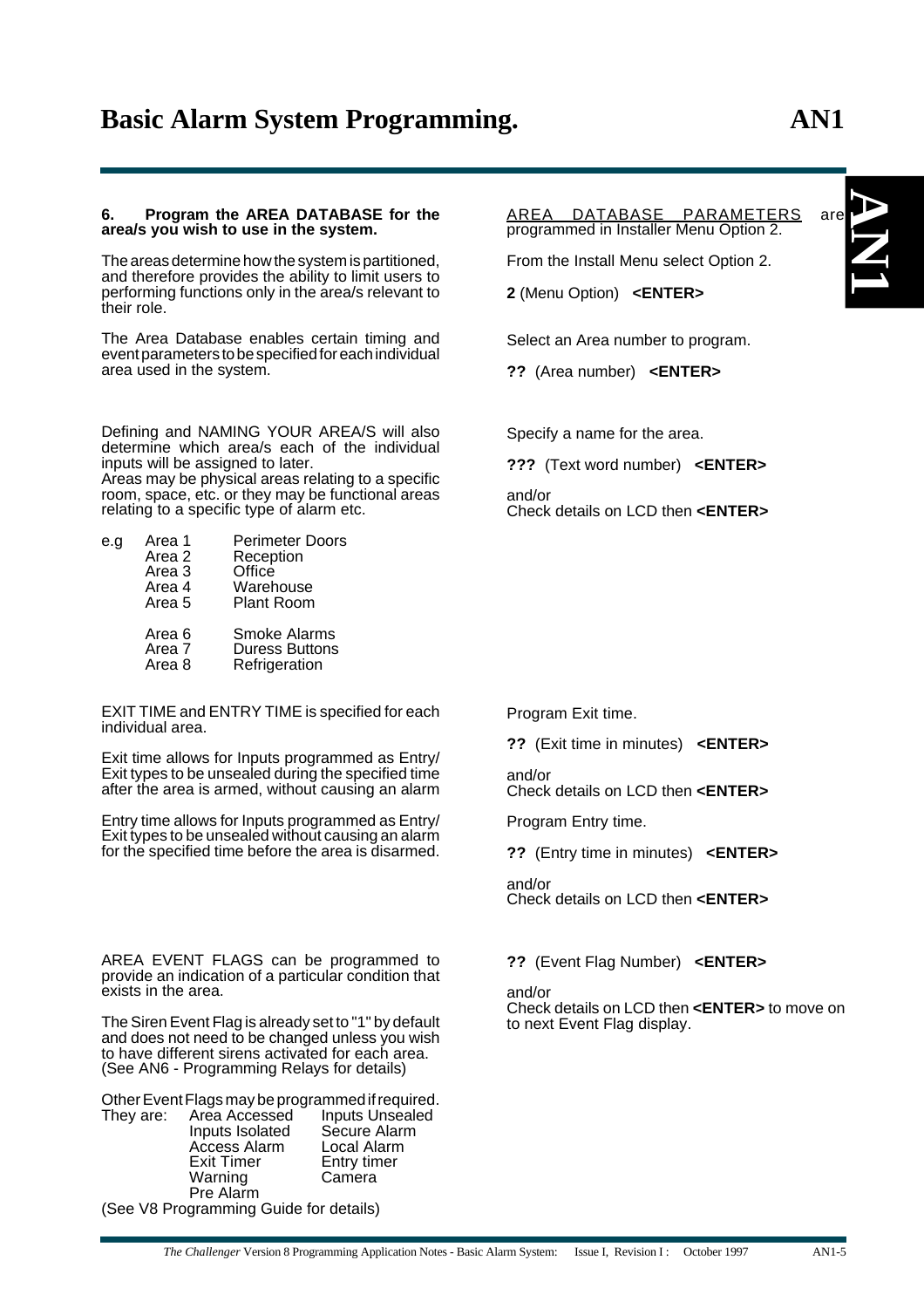# Basic Alarm System Programming.

**6. Program the AREA DATABASE for the area/s you wish to use in the system.**

The areas determine how the system is partitioned, and therefore provides the ability to limit users to performing functions only in the area/s relevant to their role.

The Area Database enables certain timing and event parameters to be specified for each individual area used in the system.

AREA DATABASE PARAMETERS are programmed in Installer Menu Option 2.

From the Install Menu select Option 2.

**2** (Menu Option) **<ENTER>**

Select an Area number to program.

**??** (Area number) **<ENTER>**

Defining and NAMING YOUR AREA/S will also determine which area/s each of the individual inputs will be assigned to later.
Areas may be physical areas relating to a specific room, space, etc. or they may be functional areas relating to a specific type of alarm etc.

e.g

| | |
|---|---|
| Area 1 | Perimeter Doors |
| Area 2 | Reception |
| Area 3 | Office |
| Area 4 | Warehouse |
| Area 5 | Plant Room |
| Area 6 | Smoke Alarms |
| Area 7 | Duress Buttons |
| Area 8 | Refrigeration |

Specify a name for the area.

**???** (Text word number) **<ENTER>**

and/or
Check details on LCD then **<ENTER>**

EXIT TIME and ENTRY TIME is specified for each individual area.

Exit time allows for Inputs programmed as Entry/Exit types to be unsealed during the specified time after the area is armed, without causing an alarm

Entry time allows for Inputs programmed as Entry/Exit types to be unsealed without causing an alarm for the specified time before the area is disarmed.

Program Exit time.

**??** (Exit time in minutes) **<ENTER>**

and/or
Check details on LCD then **<ENTER>**

Program Entry time.

**??** (Entry time in minutes) **<ENTER>**

and/or
Check details on LCD then **<ENTER>**

AREA EVENT FLAGS can be programmed to provide an indication of a particular condition that exists in the area.

The Siren Event Flag is already set to "1" by default and does not need to be changed unless you wish to have different sirens activated for each area. (See AN6 - Programming Relays for details)

Other Event Flags may be programmed if required.
They are:

| | |
|---|---|
| Area Accessed | Inputs Unsealed |
| Inputs Isolated | Secure Alarm |
| Access Alarm | Local Alarm |
| Exit Timer | Entry timer |
| Warning | Camera |
| Pre Alarm | |

(See V8 Programming Guide for details)

**??** (Event Flag Number) **<ENTER>**

and/or
Check details on LCD then **<ENTER>** to move on to next Event Flag display.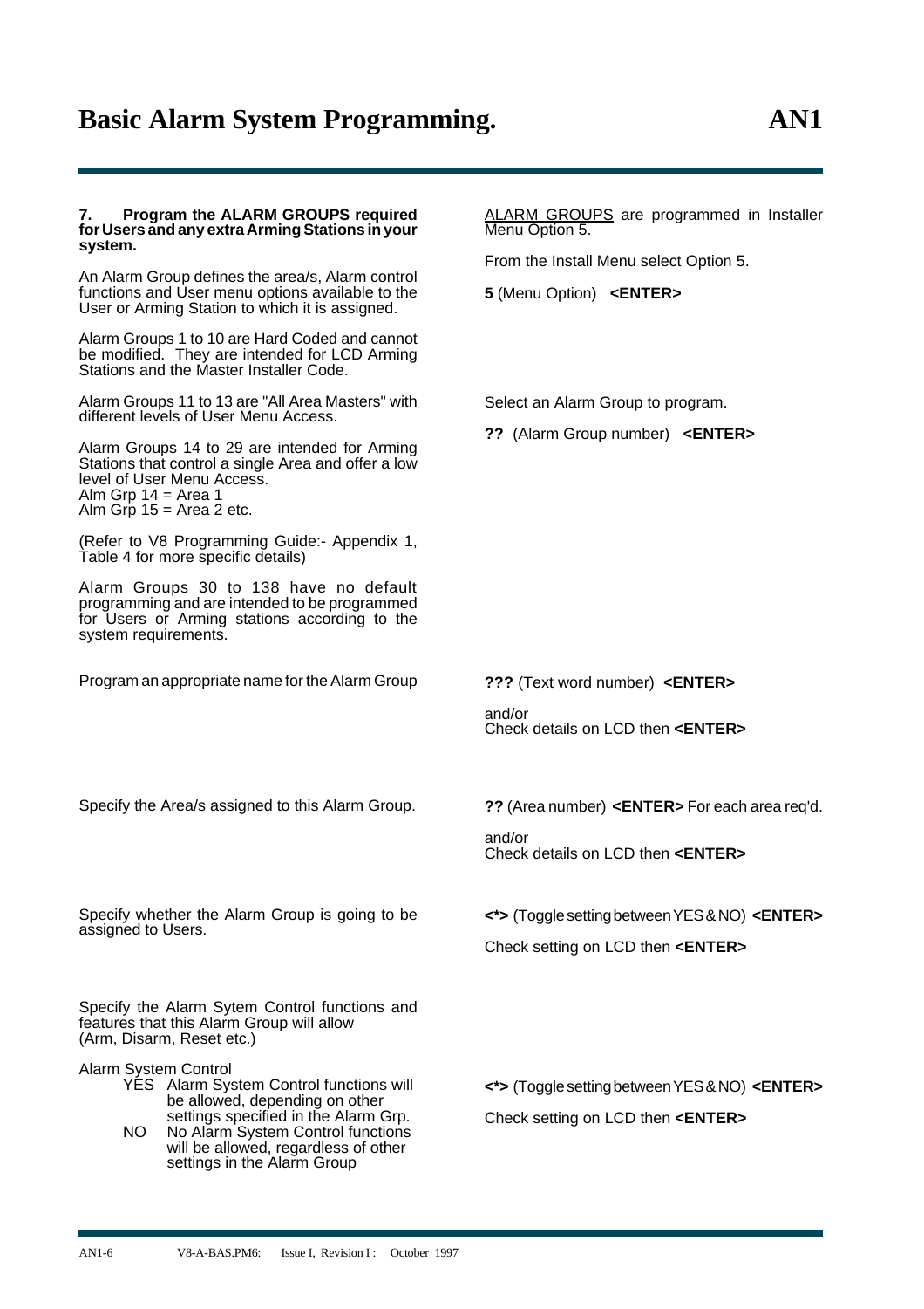# Basic Alarm System Programming. AN1

**7. Program the ALARM GROUPS required for Users and any extra Arming Stations in your system.**

An Alarm Group defines the area/s, Alarm control functions and User menu options available to the User or Arming Station to which it is assigned.

Alarm Groups 1 to 10 are Hard Coded and cannot be modified. They are intended for LCD Arming Stations and the Master Installer Code.

Alarm Groups 11 to 13 are "All Area Masters" with different levels of User Menu Access.

Alarm Groups 14 to 29 are intended for Arming Stations that control a single Area and offer a low level of User Menu Access.
Alm Grp 14 = Area 1
Alm Grp 15 = Area 2 etc.

(Refer to V8 Programming Guide:- Appendix 1, Table 4 for more specific details)

Alarm Groups 30 to 138 have no default programming and are intended to be programmed for Users or Arming stations according to the system requirements.

ALARM GROUPS are programmed in Installer Menu Option 5.

From the Install Menu select Option 5.

**5** (Menu Option) **<ENTER>**

Select an Alarm Group to program.

**??** (Alarm Group number) **<ENTER>**

Program an appropriate name for the Alarm Group

**???** (Text word number) **<ENTER>**

and/or
Check details on LCD then **<ENTER>**

Specify the Area/s assigned to this Alarm Group.

**??** (Area number) **<ENTER>** For each area req'd.

and/or
Check details on LCD then **<ENTER>**

Specify whether the Alarm Group is going to be assigned to Users.

**<*>** (Toggle setting between YES & NO) **<ENTER>**

Check setting on LCD then **<ENTER>**

Specify the Alarm Sytem Control functions and features that this Alarm Group will allow (Arm, Disarm, Reset etc.)

Alarm System Control
- YES Alarm System Control functions will be allowed, depending on other settings specified in the Alarm Grp.
- NO No Alarm System Control functions will be allowed, regardless of other settings in the Alarm Group

**<*>** (Toggle setting between YES & NO) **<ENTER>**

Check setting on LCD then **<ENTER>**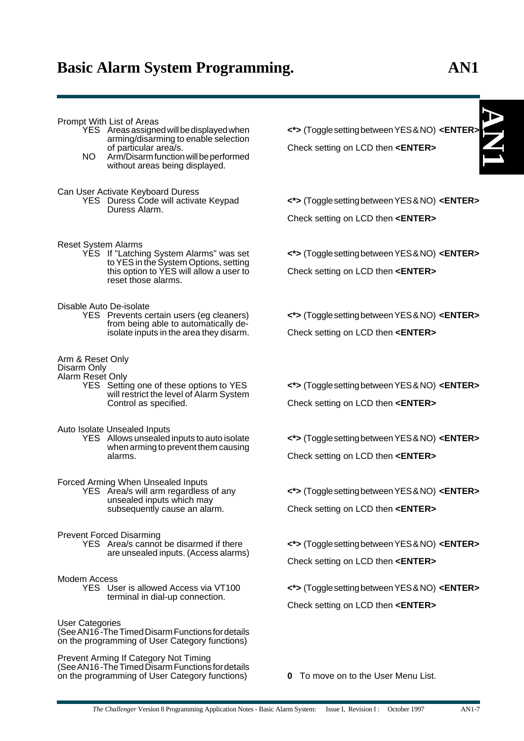| Option | Action |
|---|---|
| Prompt With List of Areas<br>YES Areas assigned will be displayed when arming/disarming to enable selection of particular area/s.<br>NO Arm/Disarm function will be performed without areas being displayed. | **<*>** (Toggle setting between YES & NO) **<ENTER>**<br>Check setting on LCD then **<ENTER>** |
| Can User Activate Keyboard Duress<br>YES Duress Code will activate Keypad Duress Alarm. | **<*>** (Toggle setting between YES & NO) **<ENTER>**<br>Check setting on LCD then **<ENTER>** |
| Reset System Alarms<br>YES If "Latching System Alarms" was set to YES in the System Options, setting this option to YES will allow a user to reset those alarms. | **<*>** (Toggle setting between YES & NO) **<ENTER>**<br>Check setting on LCD then **<ENTER>** |
| Disable Auto De-isolate<br>YES Prevents certain users (eg cleaners) from being able to automatically de-isolate inputs in the area they disarm. | **<*>** (Toggle setting between YES & NO) **<ENTER>**<br>Check setting on LCD then **<ENTER>** |
| Arm & Reset Only<br>Disarm Only<br>Alarm Reset Only<br>YES Setting one of these options to YES will restrict the level of Alarm System Control as specified. | **<*>** (Toggle setting between YES & NO) **<ENTER>**<br>Check setting on LCD then **<ENTER>** |
| Auto Isolate Unsealed Inputs<br>YES Allows unsealed inputs to auto isolate when arming to prevent them causing alarms. | **<*>** (Toggle setting between YES & NO) **<ENTER>**<br>Check setting on LCD then **<ENTER>** |
| Forced Arming When Unsealed Inputs<br>YES Area/s will arm regardless of any unsealed inputs which may subsequently cause an alarm. | **<*>** (Toggle setting between YES & NO) **<ENTER>**<br>Check setting on LCD then **<ENTER>** |
| Prevent Forced Disarming<br>YES Area/s cannot be disarmed if there are unsealed inputs. (Access alarms) | **<*>** (Toggle setting between YES & NO) **<ENTER>**<br>Check setting on LCD then **<ENTER>** |
| Modem Access<br>YES User is allowed Access via VT100 terminal in dial-up connection. | **<*>** (Toggle setting between YES & NO) **<ENTER>**<br>Check setting on LCD then **<ENTER>** |
| User Categories<br>(See AN16 - The Timed Disarm Functions for details on the programming of User Category functions) | |
| Prevent Arming If Category Not Timing<br>(See AN16 - The Timed Disarm Functions for details on the programming of User Category functions) | **0** To move on to the User Menu List. |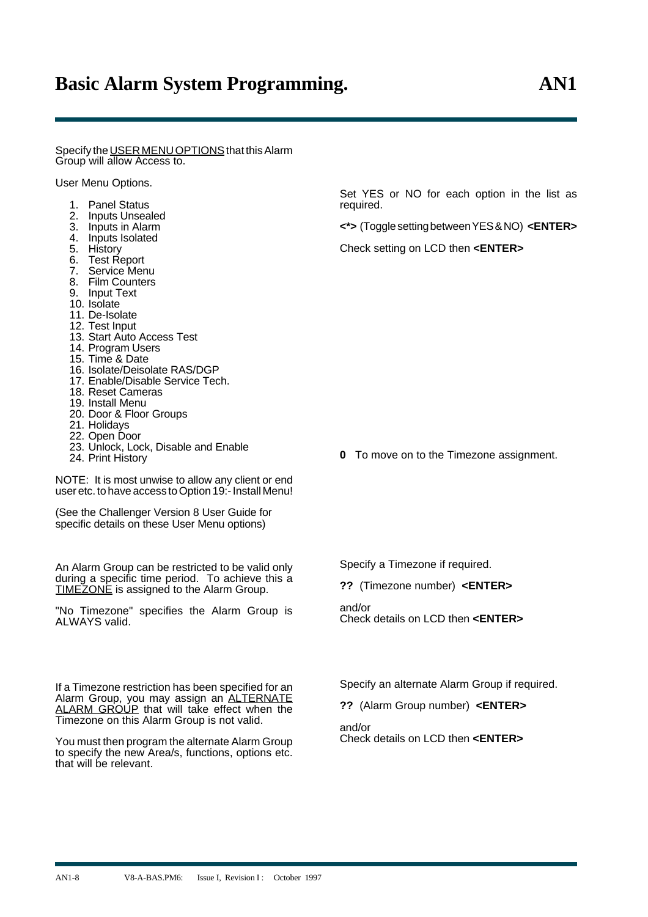Specify the USER MENU OPTIONS that this Alarm Group will allow Access to.

User Menu Options.

1. Panel Status
2. Inputs Unsealed
3. Inputs in Alarm
4. Inputs Isolated
5. History
6. Test Report
7. Service Menu
8. Film Counters
9. Input Text
10. Isolate
11. De-Isolate
12. Test Input
13. Start Auto Access Test
14. Program Users
15. Time & Date
16. Isolate/Deisolate RAS/DGP
17. Enable/Disable Service Tech.
18. Reset Cameras
19. Install Menu
20. Door & Floor Groups
21. Holidays
22. Open Door
23. Unlock, Lock, Disable and Enable
24. Print History

NOTE: It is most unwise to allow any client or end user etc. to have access to Option 19:- Install Menu!

(See the Challenger Version 8 User Guide for specific details on these User Menu options)

Set YES or NO for each option in the list as required.

**<*>** (Toggle setting between YES & NO) **<ENTER>**

Check setting on LCD then **<ENTER>**

**0** To move on to the Timezone assignment.

An Alarm Group can be restricted to be valid only during a specific time period. To achieve this a TIMEZONE is assigned to the Alarm Group.

"No Timezone" specifies the Alarm Group is ALWAYS valid.

Specify a Timezone if required.

**??** (Timezone number) **<ENTER>**

and/or
Check details on LCD then **<ENTER>**

If a Timezone restriction has been specified for an Alarm Group, you may assign an ALTERNATE ALARM GROUP that will take effect when the Timezone on this Alarm Group is not valid.

You must then program the alternate Alarm Group to specify the new Area/s, functions, options etc. that will be relevant.

Specify an alternate Alarm Group if required.

**??** (Alarm Group number) **<ENTER>**

and/or
Check details on LCD then **<ENTER>**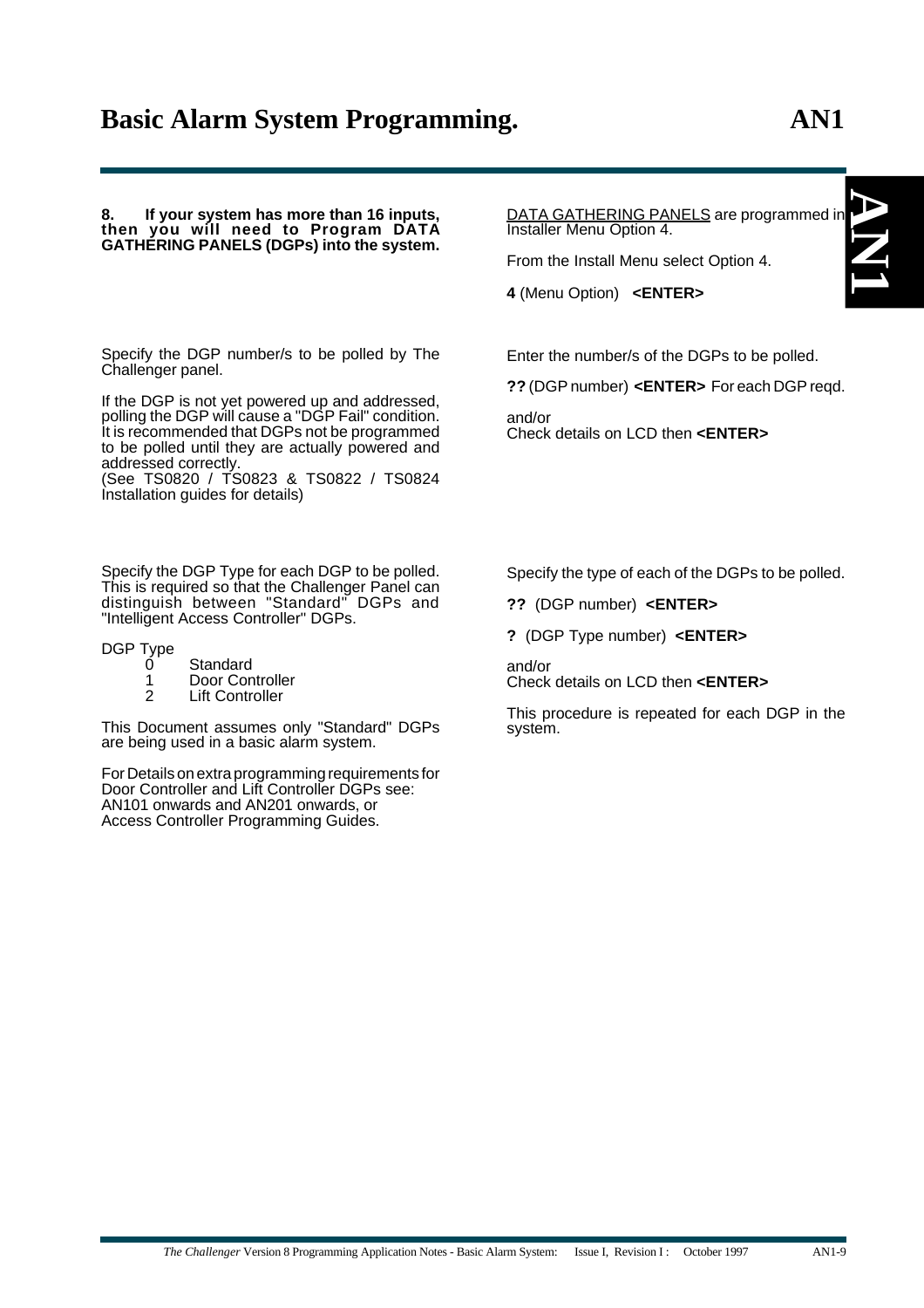**8. If your system has more than 16 inputs, then you will need to Program DATA GATHERING PANELS (DGPs) into the system.**

DATA GATHERING PANELS are programmed in Installer Menu Option 4.

From the Install Menu select Option 4.

**4** (Menu Option) **<ENTER>**

Specify the DGP number/s to be polled by The Challenger panel.

If the DGP is not yet powered up and addressed, polling the DGP will cause a "DGP Fail" condition. It is recommended that DGPs not be programmed to be polled until they are actually powered and addressed correctly.
(See TS0820 / TS0823 & TS0822 / TS0824 Installation guides for details)

Enter the number/s of the DGPs to be polled.

**??** (DGP number) **<ENTER>** For each DGP reqd.

and/or
Check details on LCD then **<ENTER>**

Specify the DGP Type for each DGP to be polled. This is required so that the Challenger Panel can distinguish between "Standard" DGPs and "Intelligent Access Controller" DGPs.

DGP Type

| | |
|---|---|
| 0 | Standard |
| 1 | Door Controller |
| 2 | Lift Controller |

This Document assumes only "Standard" DGPs are being used in a basic alarm system.

For Details on extra programming requirements for Door Controller and Lift Controller DGPs see:
AN101 onwards and AN201 onwards, or
Access Controller Programming Guides.

Specify the type of each of the DGPs to be polled.

**??** (DGP number) **<ENTER>**

**?** (DGP Type number) **<ENTER>**

and/or
Check details on LCD then **<ENTER>**

This procedure is repeated for each DGP in the system.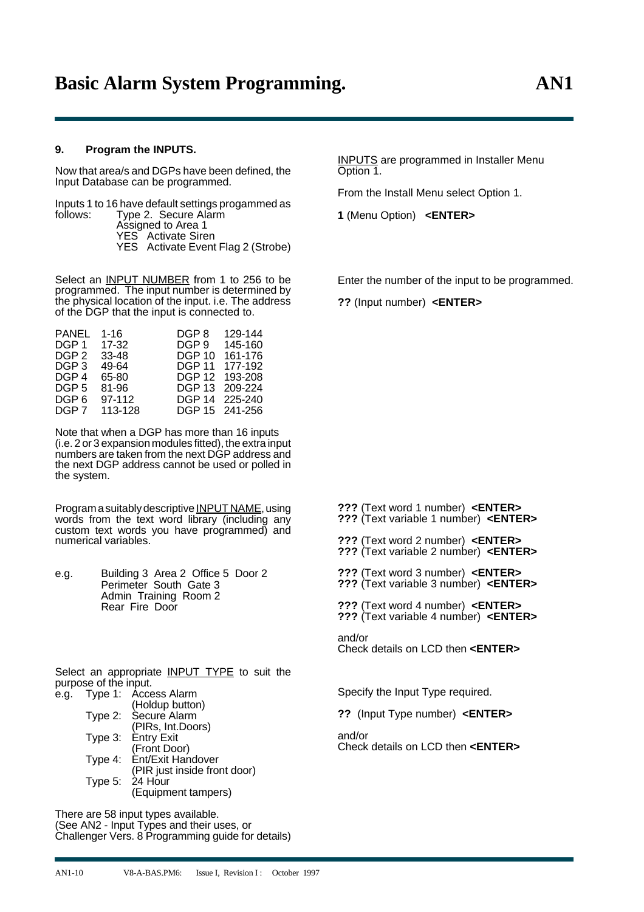### 9. Program the INPUTS.

Now that area/s and DGPs have been defined, the Input Database can be programmed.

Inputs 1 to 16 have default settings progammed as follows:
- Type 2. Secure Alarm
- Assigned to Area 1
- YES Activate Siren
- YES Activate Event Flag 2 (Strobe)

INPUTS are programmed in Installer Menu Option 1.

From the Install Menu select Option 1.

**1** (Menu Option) **<ENTER>**

Select an INPUT NUMBER from 1 to 256 to be programmed. The input number is determined by the physical location of the input. i.e. The address of the DGP that the input is connected to.

| | | | |
|---|---|---|---|
| PANEL | 1-16 | DGP 8 | 129-144 |
| DGP 1 | 17-32 | DGP 9 | 145-160 |
| DGP 2 | 33-48 | DGP 10 | 161-176 |
| DGP 3 | 49-64 | DGP 11 | 177-192 |
| DGP 4 | 65-80 | DGP 12 | 193-208 |
| DGP 5 | 81-96 | DGP 13 | 209-224 |
| DGP 6 | 97-112 | DGP 14 | 225-240 |
| DGP 7 | 113-128 | DGP 15 | 241-256 |

Note that when a DGP has more than 16 inputs (i.e. 2 or 3 expansion modules fitted), the extra input numbers are taken from the next DGP address and the next DGP address cannot be used or polled in the system.

Enter the number of the input to be programmed.

**??** (Input number) **<ENTER>**

Program a suitably descriptive INPUT NAME, using words from the text word library (including any custom text words you have programmed) and numerical variables.

e.g.
- Building 3 Area 2 Office 5 Door 2
- Perimeter South Gate 3
- Admin Training Room 2
- Rear Fire Door

**???** (Text word 1 number) **<ENTER>**
**???** (Text variable 1 number) **<ENTER>**

**???** (Text word 2 number) **<ENTER>**
**???** (Text variable 2 number) **<ENTER>**

**???** (Text word 3 number) **<ENTER>**
**???** (Text variable 3 number) **<ENTER>**

**???** (Text word 4 number) **<ENTER>**
**???** (Text variable 4 number) **<ENTER>**

and/or
Check details on LCD then **<ENTER>**

Select an appropriate INPUT TYPE to suit the purpose of the input.

e.g.
- Type 1: Access Alarm (Holdup button)
- Type 2: Secure Alarm (PIRs, Int.Doors)
- Type 3: Entry Exit (Front Door)
- Type 4: Ent/Exit Handover (PIR just inside front door)
- Type 5: 24 Hour (Equipment tampers)

There are 58 input types available.
(See AN2 - Input Types and their uses, or Challenger Vers. 8 Programming guide for details)

Specify the Input Type required.

**??** (Input Type number) **<ENTER>**

and/or
Check details on LCD then **<ENTER>**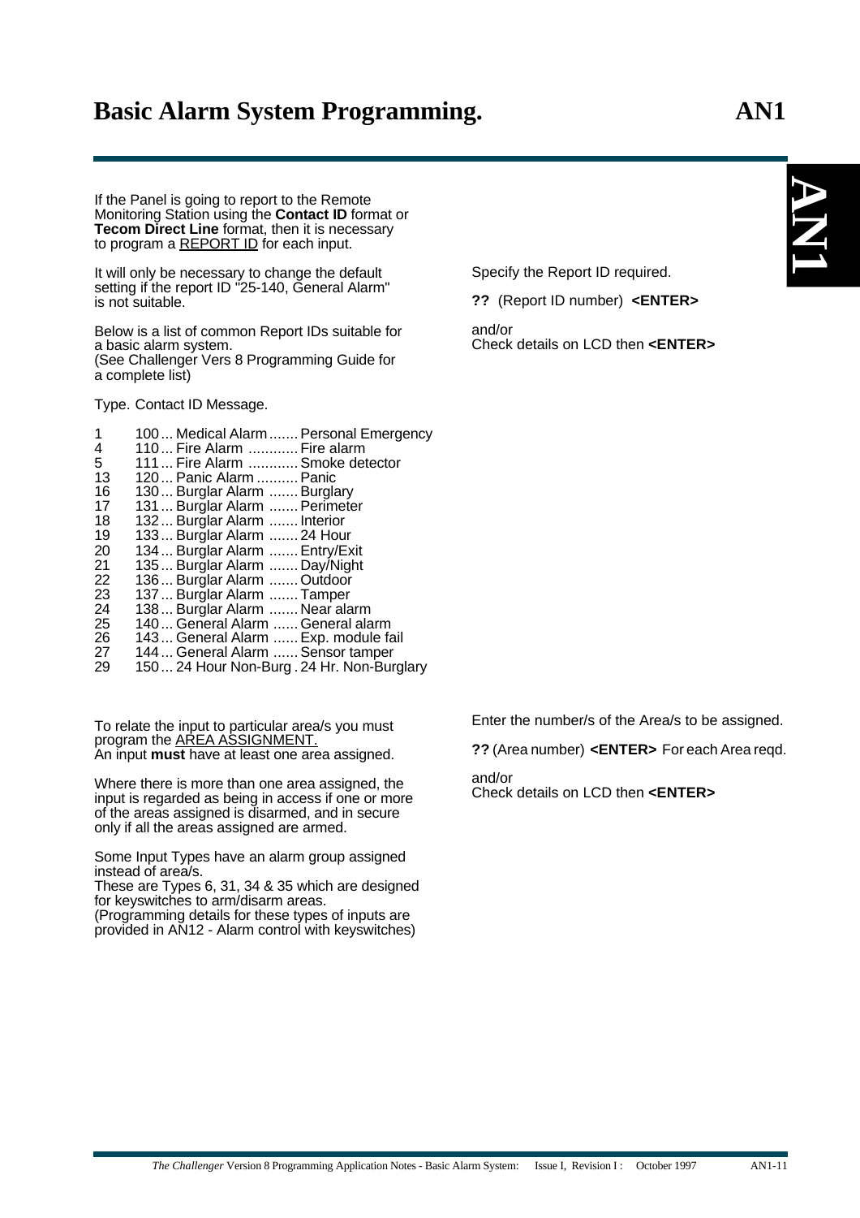If the Panel is going to report to the Remote Monitoring Station using the **Contact ID** format or **Tecom Direct Line** format, then it is necessary to program a REPORT ID for each input.

It will only be necessary to change the default setting if the report ID "25-140, General Alarm" is not suitable.

Below is a list of common Report IDs suitable for a basic alarm system.
(See Challenger Vers 8 Programming Guide for a complete list)

Specify the Report ID required.

**??** (Report ID number) **<ENTER>**

and/or
Check details on LCD then **<ENTER>**

Type. Contact ID Message.

| Type | Contact ID | Message | |
|---|---|---|---|
| 1 | 100 | Medical Alarm | Personal Emergency |
| 4 | 110 | Fire Alarm | Fire alarm |
| 5 | 111 | Fire Alarm | Smoke detector |
| 13 | 120 | Panic Alarm | Panic |
| 16 | 130 | Burglar Alarm | Burglary |
| 17 | 131 | Burglar Alarm | Perimeter |
| 18 | 132 | Burglar Alarm | Interior |
| 19 | 133 | Burglar Alarm | 24 Hour |
| 20 | 134 | Burglar Alarm | Entry/Exit |
| 21 | 135 | Burglar Alarm | Day/Night |
| 22 | 136 | Burglar Alarm | Outdoor |
| 23 | 137 | Burglar Alarm | Tamper |
| 24 | 138 | Burglar Alarm | Near alarm |
| 25 | 140 | General Alarm | General alarm |
| 26 | 143 | General Alarm | Exp. module fail |
| 27 | 144 | General Alarm | Sensor tamper |
| 29 | 150 | 24 Hour Non-Burg | 24 Hr. Non-Burglary |

To relate the input to particular area/s you must program the AREA ASSIGNMENT.
An input **must** have at least one area assigned.

Where there is more than one area assigned, the input is regarded as being in access if one or more of the areas assigned is disarmed, and in secure only if all the areas assigned are armed.

Some Input Types have an alarm group assigned instead of area/s.
These are Types 6, 31, 34 & 35 which are designed for keyswitches to arm/disarm areas.
(Programming details for these types of inputs are provided in AN12 - Alarm control with keyswitches)

Enter the number/s of the Area/s to be assigned.

**??** (Area number) **<ENTER>** For each Area reqd.

and/or
Check details on LCD then **<ENTER>**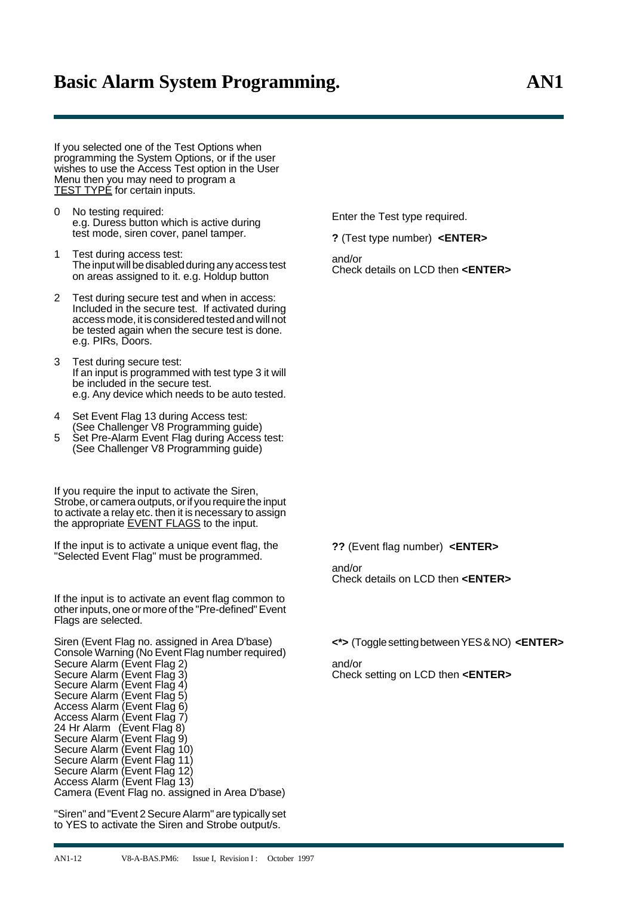If you selected one of the Test Options when programming the System Options, or if the user wishes to use the Access Test option in the User Menu then you may need to program a <u>TEST TYPE</u> for certain inputs.

0 No testing required:
  e.g. Duress button which is active during test mode, siren cover, panel tamper.

1 Test during access test:
  The input will be disabled during any access test on areas assigned to it. e.g. Holdup button

2 Test during secure test and when in access:
  Included in the secure test. If activated during access mode, it is considered tested and will not be tested again when the secure test is done. e.g. PIRs, Doors.

3 Test during secure test:
  If an input is programmed with test type 3 it will be included in the secure test.
  e.g. Any device which needs to be auto tested.

4 Set Event Flag 13 during Access test:
  (See Challenger V8 Programming guide)

5 Set Pre-Alarm Event Flag during Access test:
  (See Challenger V8 Programming guide)

Enter the Test type required.

**?** (Test type number) **<ENTER>**

and/or
Check details on LCD then **<ENTER>**

If you require the input to activate the Siren, Strobe, or camera outputs, or if you require the input to activate a relay etc. then it is necessary to assign the appropriate <u>EVENT FLAGS</u> to the input.

If the input is to activate a unique event flag, the "Selected Event Flag" must be programmed.

**??** (Event flag number) **<ENTER>**

and/or
Check details on LCD then **<ENTER>**

If the input is to activate an event flag common to other inputs, one or more of the "Pre-defined" Event Flags are selected.

Siren (Event Flag no. assigned in Area D'base)
Console Warning (No Event Flag number required)
Secure Alarm (Event Flag 2)
Secure Alarm (Event Flag 3)
Secure Alarm (Event Flag 4)
Secure Alarm (Event Flag 5)
Access Alarm (Event Flag 6)
Access Alarm (Event Flag 7)
24 Hr Alarm (Event Flag 8)
Secure Alarm (Event Flag 9)
Secure Alarm (Event Flag 10)
Secure Alarm (Event Flag 11)
Secure Alarm (Event Flag 12)
Access Alarm (Event Flag 13)
Camera (Event Flag no. assigned in Area D'base)

**<*>** (Toggle setting between YES & NO) **<ENTER>**

and/or
Check setting on LCD then **<ENTER>**

"Siren" and "Event 2 Secure Alarm" are typically set to YES to activate the Siren and Strobe output/s.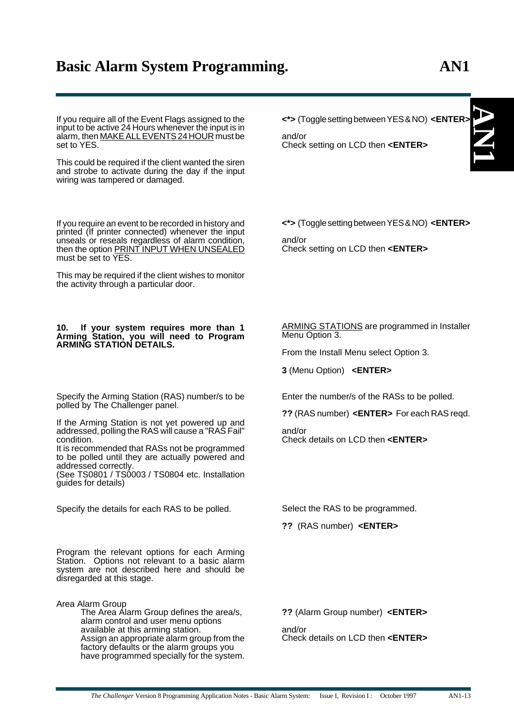If you require all of the Event Flags assigned to the input to be active 24 Hours whenever the input is in alarm, then MAKE ALL EVENTS 24 HOUR must be set to YES.

This could be required if the client wanted the siren and strobe to activate during the day if the input wiring was tampered or damaged.

**<*>** (Toggle setting between YES & NO) **<ENTER>**

and/or
Check setting on LCD then **<ENTER>**

If you require an event to be recorded in history and printed (If printer connected) whenever the input unseals or reseals regardless of alarm condition, then the option PRINT INPUT WHEN UNSEALED must be set to YES.

This may be required if the client wishes to monitor the activity through a particular door.

**<*>** (Toggle setting between YES & NO) **<ENTER>**

and/or
Check setting on LCD then **<ENTER>**

**10. If your system requires more than 1 Arming Station, you will need to Program ARMING STATION DETAILS.**

ARMING STATIONS are programmed in Installer Menu Option 3.

From the Install Menu select Option 3.

**3** (Menu Option) **<ENTER>**

Specify the Arming Station (RAS) number/s to be polled by The Challenger panel.

If the Arming Station is not yet powered up and addressed, polling the RAS will cause a "RAS Fail" condition.
It is recommended that RASs not be programmed to be polled until they are actually powered and addressed correctly.
(See TS0801 / TS0003 / TS0804 etc. Installation guides for details)

Enter the number/s of the RASs to be polled.

**??** (RAS number) **<ENTER>** For each RAS reqd.

and/or
Check details on LCD then **<ENTER>**

Specify the details for each RAS to be polled.

Select the RAS to be programmed.

**??** (RAS number) **<ENTER>**

Program the relevant options for each Arming Station. Options not relevant to a basic alarm system are not described here and should be disregarded at this stage.

Area Alarm Group
The Area Alarm Group defines the area/s, alarm control and user menu options available at this arming station.
Assign an appropriate alarm group from the factory defaults or the alarm groups you have programmed specially for the system.

**??** (Alarm Group number) **<ENTER>**

and/or
Check details on LCD then **<ENTER>**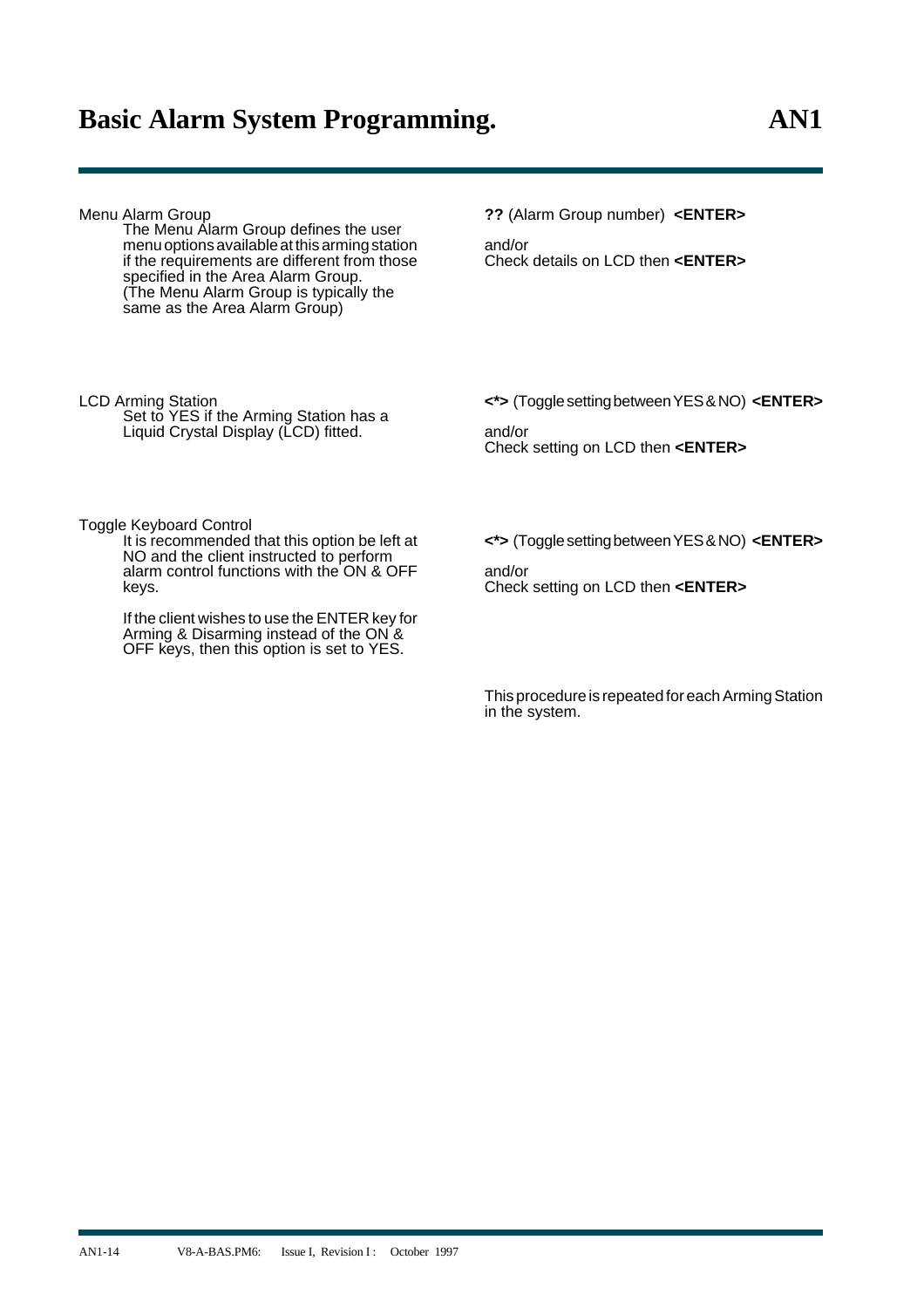Menu Alarm Group

The Menu Alarm Group defines the user menu options available at this arming station if the requirements are different from those specified in the Area Alarm Group. (The Menu Alarm Group is typically the same as the Area Alarm Group)

**??** (Alarm Group number) **<ENTER>**

and/or
Check details on LCD then **<ENTER>**

LCD Arming Station

Set to YES if the Arming Station has a Liquid Crystal Display (LCD) fitted.

**<*>** (Toggle setting between YES & NO) **<ENTER>**

and/or
Check setting on LCD then **<ENTER>**

Toggle Keyboard Control

It is recommended that this option be left at NO and the client instructed to perform alarm control functions with the ON & OFF keys.

If the client wishes to use the ENTER key for Arming & Disarming instead of the ON & OFF keys, then this option is set to YES.

**<*>** (Toggle setting between YES & NO) **<ENTER>**

and/or
Check setting on LCD then **<ENTER>**

This procedure is repeated for each Arming Station in the system.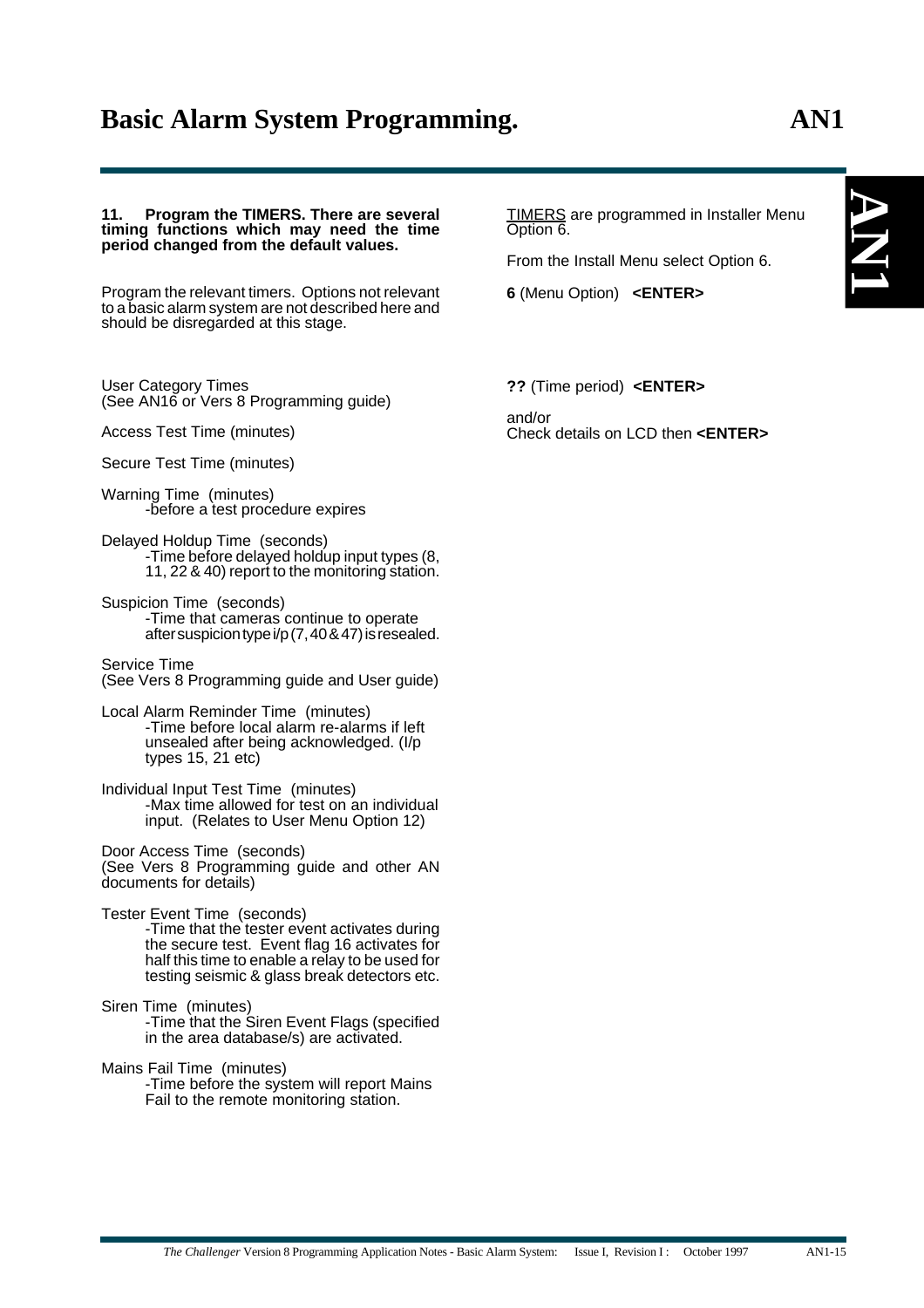**11. Program the TIMERS. There are several timing functions which may need the time period changed from the default values.**

Program the relevant timers. Options not relevant to a basic alarm system are not described here and should be disregarded at this stage.

User Category Times
(See AN16 or Vers 8 Programming guide)

Access Test Time (minutes)

Secure Test Time (minutes)

Warning Time (minutes)
-before a test procedure expires

Delayed Holdup Time (seconds)
-Time before delayed holdup input types (8, 11, 22 & 40) report to the monitoring station.

Suspicion Time (seconds)
-Time that cameras continue to operate after suspicion type i/p (7, 40 & 47) is resealed.

Service Time
(See Vers 8 Programming guide and User guide)

Local Alarm Reminder Time (minutes)
-Time before local alarm re-alarms if left unsealed after being acknowledged. (I/p types 15, 21 etc)

Individual Input Test Time (minutes)
-Max time allowed for test on an individual input. (Relates to User Menu Option 12)

Door Access Time (seconds)
(See Vers 8 Programming guide and other AN documents for details)

Tester Event Time (seconds)
-Time that the tester event activates during the secure test. Event flag 16 activates for half this time to enable a relay to be used for testing seismic & glass break detectors etc.

Siren Time (minutes)
-Time that the Siren Event Flags (specified in the area database/s) are activated.

Mains Fail Time (minutes)
-Time before the system will report Mains Fail to the remote monitoring station.

TIMERS are programmed in Installer Menu Option 6.

From the Install Menu select Option 6.

**6** (Menu Option) **<ENTER>**

**??** (Time period) **<ENTER>**

and/or
Check details on LCD then **<ENTER>**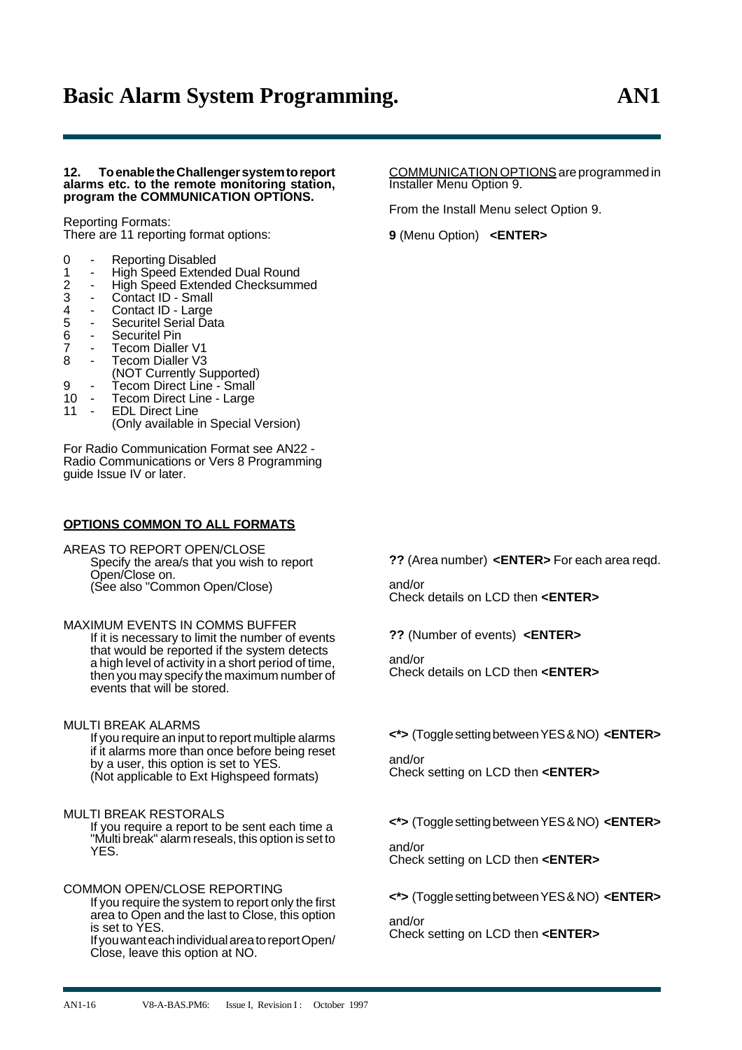**12. To enable the Challenger system to report alarms etc. to the remote monitoring station, program the COMMUNICATION OPTIONS.**

COMMUNICATION OPTIONS are programmed in Installer Menu Option 9.

From the Install Menu select Option 9.

**9** (Menu Option) **<ENTER>**

Reporting Formats:
There are 11 reporting format options:

- 0 - Reporting Disabled
- 1 - High Speed Extended Dual Round
- 2 - High Speed Extended Checksummed
- 3 - Contact ID - Small
- 4 - Contact ID - Large
- 5 - Securitel Serial Data
- 6 - Securitel Pin
- 7 - Tecom Dialler V1
- 8 - Tecom Dialler V3 (NOT Currently Supported)
- 9 - Tecom Direct Line - Small
- 10 - Tecom Direct Line - Large
- 11 - EDL Direct Line (Only available in Special Version)

For Radio Communication Format see AN22 - Radio Communications or Vers 8 Programming guide Issue IV or later.

**OPTIONS COMMON TO ALL FORMATS**

AREAS TO REPORT OPEN/CLOSE
Specify the area/s that you wish to report Open/Close on.
(See also "Common Open/Close)

**??** (Area number) **<ENTER>** For each area reqd.

and/or
Check details on LCD then **<ENTER>**

MAXIMUM EVENTS IN COMMS BUFFER
If it is necessary to limit the number of events that would be reported if the system detects a high level of activity in a short period of time, then you may specify the maximum number of events that will be stored.

**??** (Number of events) **<ENTER>**

and/or
Check details on LCD then **<ENTER>**

MULTI BREAK ALARMS
If you require an input to report multiple alarms if it alarms more than once before being reset by a user, this option is set to YES.
(Not applicable to Ext Highspeed formats)

**<*>** (Toggle setting between YES & NO) **<ENTER>**

and/or
Check setting on LCD then **<ENTER>**

MULTI BREAK RESTORALS
If you require a report to be sent each time a "Multi break" alarm reseals, this option is set to YES.

**<*>** (Toggle setting between YES & NO) **<ENTER>**

and/or
Check setting on LCD then **<ENTER>**

COMMON OPEN/CLOSE REPORTING
If you require the system to report only the first area to Open and the last to Close, this option is set to YES.
If you want each individual area to report Open/Close, leave this option at NO.

**<*>** (Toggle setting between YES & NO) **<ENTER>**

and/or
Check setting on LCD then **<ENTER>**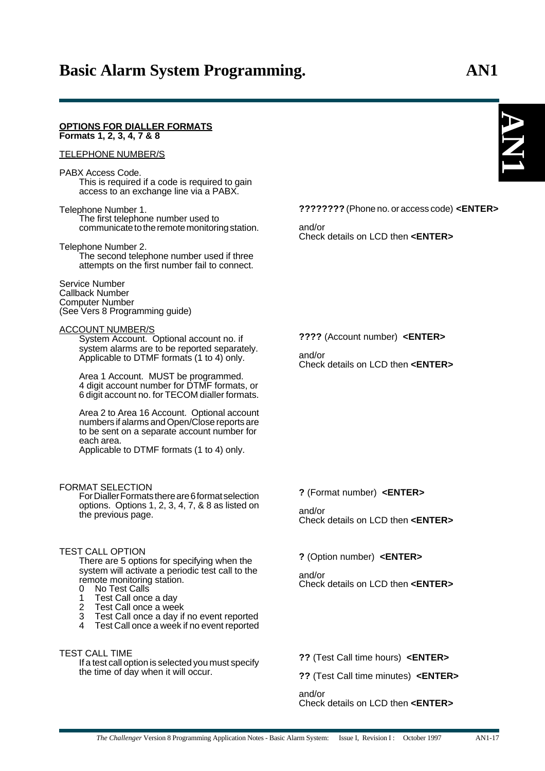**OPTIONS FOR DIALLER FORMATS**
**Formats 1, 2, 3, 4, 7 & 8**

TELEPHONE NUMBER/S

PABX Access Code.
This is required if a code is required to gain access to an exchange line via a PABX.

Telephone Number 1.
The first telephone number used to communicate to the remote monitoring station.

**????????** (Phone no. or access code) **<ENTER>**

and/or
Check details on LCD then **<ENTER>**

Telephone Number 2.
The second telephone number used if three attempts on the first number fail to connect.

Service Number
Callback Number
Computer Number
(See Vers 8 Programming guide)

ACCOUNT NUMBER/S

System Account. Optional account no. if system alarms are to be reported separately. Applicable to DTMF formats (1 to 4) only.

**????** (Account number) **<ENTER>**

and/or
Check details on LCD then **<ENTER>**

Area 1 Account. MUST be programmed. 4 digit account number for DTMF formats, or 6 digit account no. for TECOM dialler formats.

Area 2 to Area 16 Account. Optional account numbers if alarms and Open/Close reports are to be sent on a separate account number for each area.
Applicable to DTMF formats (1 to 4) only.

FORMAT SELECTION
For Dialler Formats there are 6 format selection options. Options 1, 2, 3, 4, 7, & 8 as listed on the previous page.

**?** (Format number) **<ENTER>**

and/or
Check details on LCD then **<ENTER>**

TEST CALL OPTION
There are 5 options for specifying when the system will activate a periodic test call to the remote monitoring station.

- 0 No Test Calls
- 1 Test Call once a day
- 2 Test Call once a week
- 3 Test Call once a day if no event reported
- 4 Test Call once a week if no event reported

**?** (Option number) **<ENTER>**

and/or
Check details on LCD then **<ENTER>**

TEST CALL TIME
If a test call option is selected you must specify the time of day when it will occur.

**??** (Test Call time hours) **<ENTER>**

**??** (Test Call time minutes) **<ENTER>**

and/or
Check details on LCD then **<ENTER>**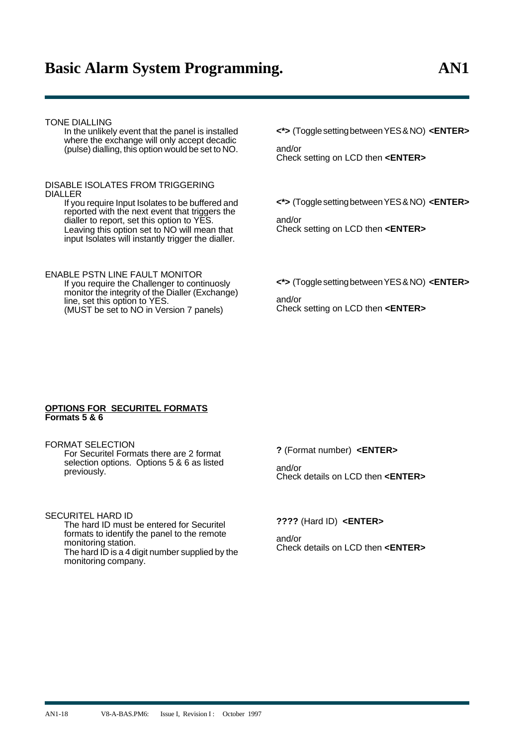TONE DIALLING

In the unlikely event that the panel is installed where the exchange will only accept decadic (pulse) dialling, this option would be set to NO.

**<*>** (Toggle setting between YES & NO) **<ENTER>**

and/or
Check setting on LCD then **<ENTER>**

DISABLE ISOLATES FROM TRIGGERING DIALLER

If you require Input Isolates to be buffered and reported with the next event that triggers the dialler to report, set this option to YES. Leaving this option set to NO will mean that input Isolates will instantly trigger the dialler.

**<*>** (Toggle setting between YES & NO) **<ENTER>**

and/or
Check setting on LCD then **<ENTER>**

ENABLE PSTN LINE FAULT MONITOR

If you require the Challenger to continuosly monitor the integrity of the Dialler (Exchange) line, set this option to YES.
(MUST be set to NO in Version 7 panels)

**<*>** (Toggle setting between YES & NO) **<ENTER>**

and/or
Check setting on LCD then **<ENTER>**

**<u>OPTIONS FOR SECURITEL FORMATS</u>**
**Formats 5 & 6**

FORMAT SELECTION

For Securitel Formats there are 2 format selection options. Options 5 & 6 as listed previously.

**?** (Format number) **<ENTER>**

and/or
Check details on LCD then **<ENTER>**

SECURITEL HARD ID

The hard ID must be entered for Securitel formats to identify the panel to the remote monitoring station.
The hard ID is a 4 digit number supplied by the monitoring company.

**????** (Hard ID) **<ENTER>**

and/or
Check details on LCD then **<ENTER>**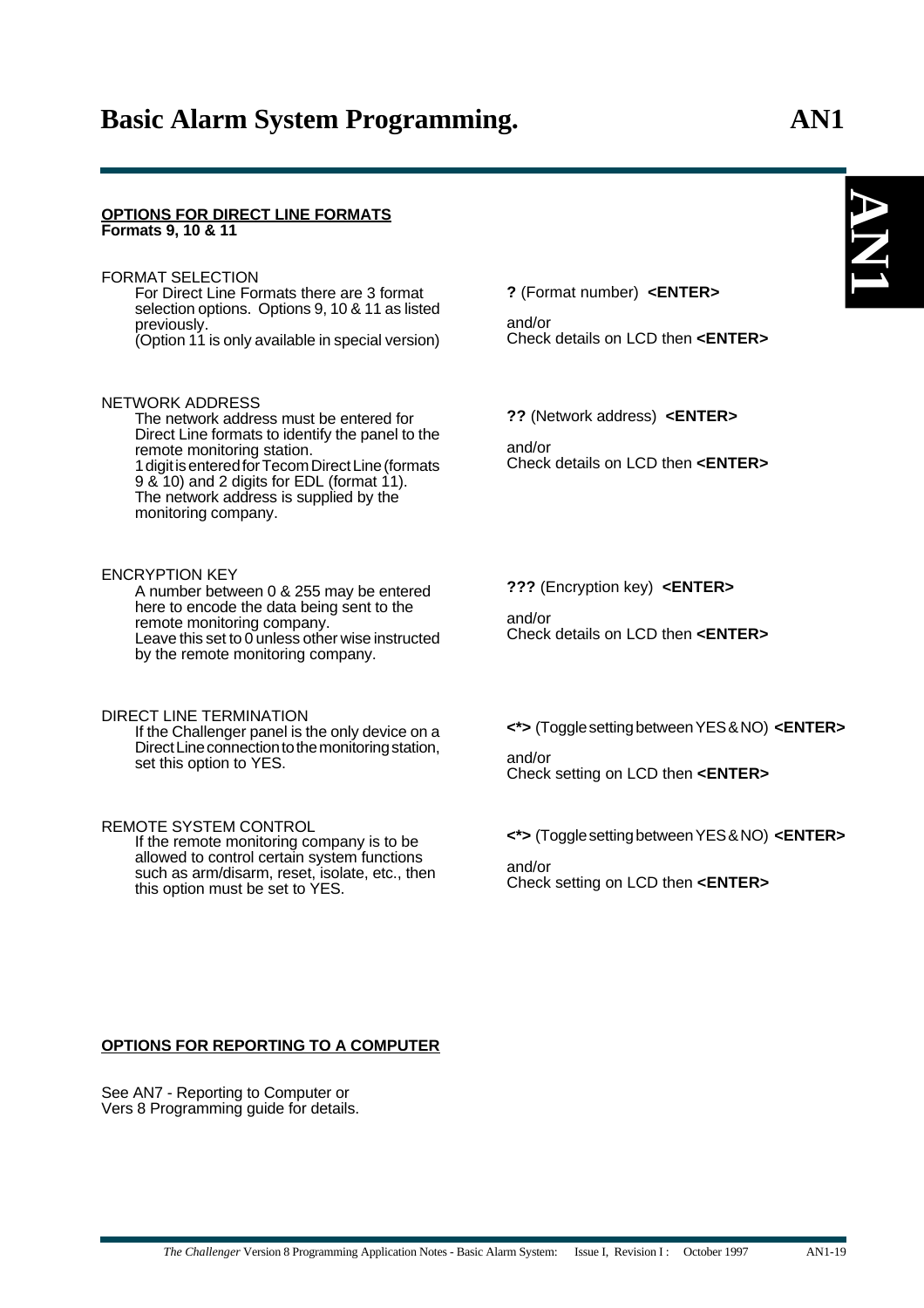**OPTIONS FOR DIRECT LINE FORMATS**
**Formats 9, 10 & 11**

FORMAT SELECTION

For Direct Line Formats there are 3 format selection options. Options 9, 10 & 11 as listed previously.
(Option 11 is only available in special version)

**?** (Format number) **<ENTER>**

and/or
Check details on LCD then **<ENTER>**

NETWORK ADDRESS

The network address must be entered for Direct Line formats to identify the panel to the remote monitoring station.
1 digit is entered for Tecom Direct Line (formats 9 & 10) and 2 digits for EDL (format 11).
The network address is supplied by the monitoring company.

**??** (Network address) **<ENTER>**

and/or
Check details on LCD then **<ENTER>**

ENCRYPTION KEY

A number between 0 & 255 may be entered here to encode the data being sent to the remote monitoring company.
Leave this set to 0 unless other wise instructed by the remote monitoring company.

**???** (Encryption key) **<ENTER>**

and/or
Check details on LCD then **<ENTER>**

DIRECT LINE TERMINATION

If the Challenger panel is the only device on a Direct Line connection to the monitoring station, set this option to YES.

**<*>** (Toggle setting between YES & NO) **<ENTER>**

and/or
Check setting on LCD then **<ENTER>**

REMOTE SYSTEM CONTROL

If the remote monitoring company is to be allowed to control certain system functions such as arm/disarm, reset, isolate, etc., then this option must be set to YES.

**<*>** (Toggle setting between YES & NO) **<ENTER>**

and/or
Check setting on LCD then **<ENTER>**

**OPTIONS FOR REPORTING TO A COMPUTER**

See AN7 - Reporting to Computer or
Vers 8 Programming guide for details.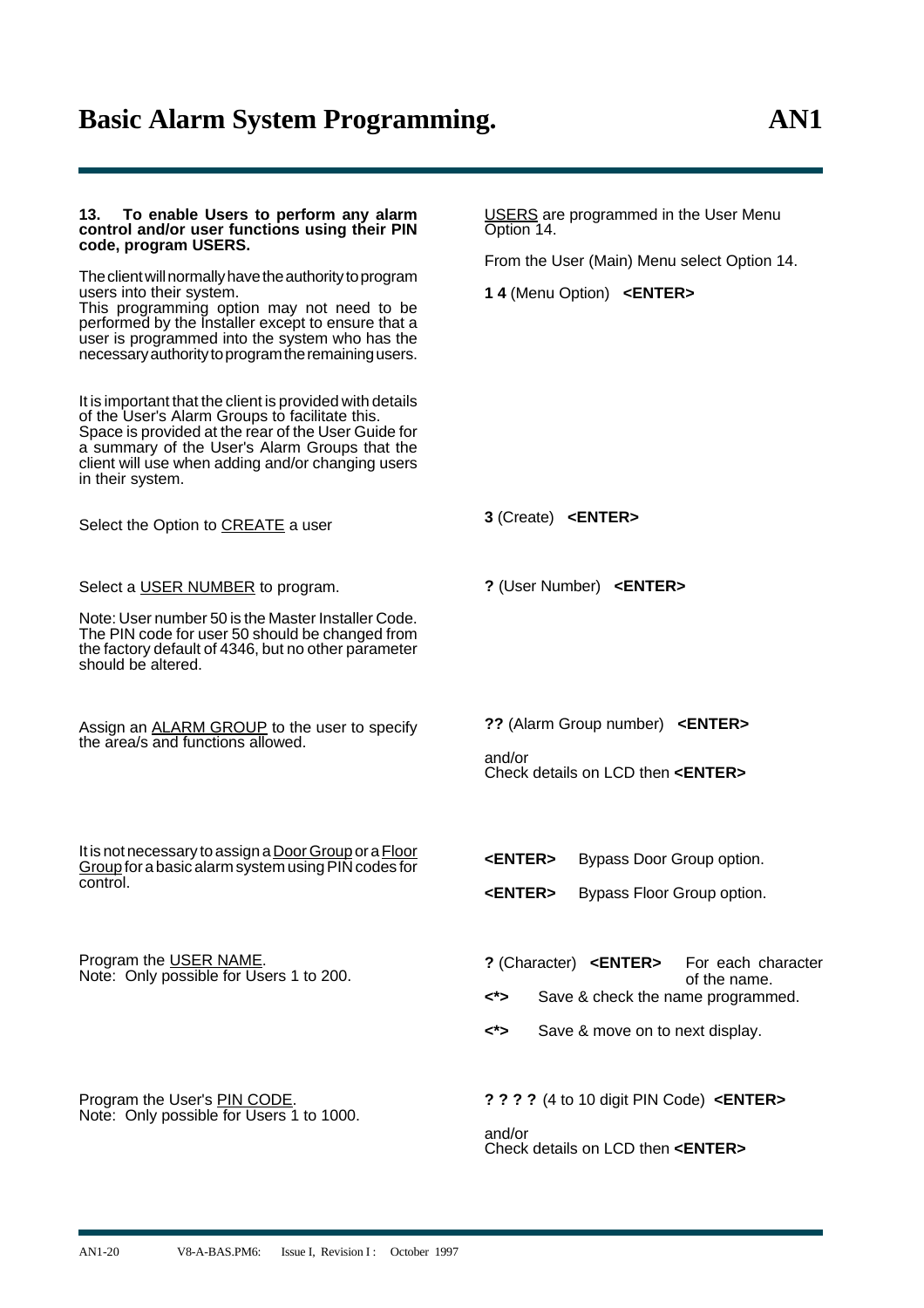**13. To enable Users to perform any alarm control and/or user functions using their PIN code, program USERS.**

USERS are programmed in the User Menu Option 14.

The client will normally have the authority to program users into their system.
This programming option may not need to be performed by the Installer except to ensure that a user is programmed into the system who has the necessary authority to program the remaining users.

From the User (Main) Menu select Option 14.

**1 4** (Menu Option) **<ENTER>**

It is important that the client is provided with details of the User's Alarm Groups to facilitate this.
Space is provided at the rear of the User Guide for a summary of the User's Alarm Groups that the client will use when adding and/or changing users in their system.

Select the Option to CREATE a user

**3** (Create) **<ENTER>**

Select a USER NUMBER to program.

**?** (User Number) **<ENTER>**

Note: User number 50 is the Master Installer Code. The PIN code for user 50 should be changed from the factory default of 4346, but no other parameter should be altered.

Assign an ALARM GROUP to the user to specify the area/s and functions allowed.

**??** (Alarm Group number) **<ENTER>**

and/or
Check details on LCD then **<ENTER>**

It is not necessary to assign a Door Group or a Floor Group for a basic alarm system using PIN codes for control.

**<ENTER>** Bypass Door Group option.

**<ENTER>** Bypass Floor Group option.

Program the USER NAME.
Note: Only possible for Users 1 to 200.

**?** (Character) **<ENTER>** For each character of the name.

**<*>** Save & check the name programmed.

**<*>** Save & move on to next display.

Program the User's PIN CODE.
Note: Only possible for Users 1 to 1000.

**? ? ? ?** (4 to 10 digit PIN Code) **<ENTER>**

and/or
Check details on LCD then **<ENTER>**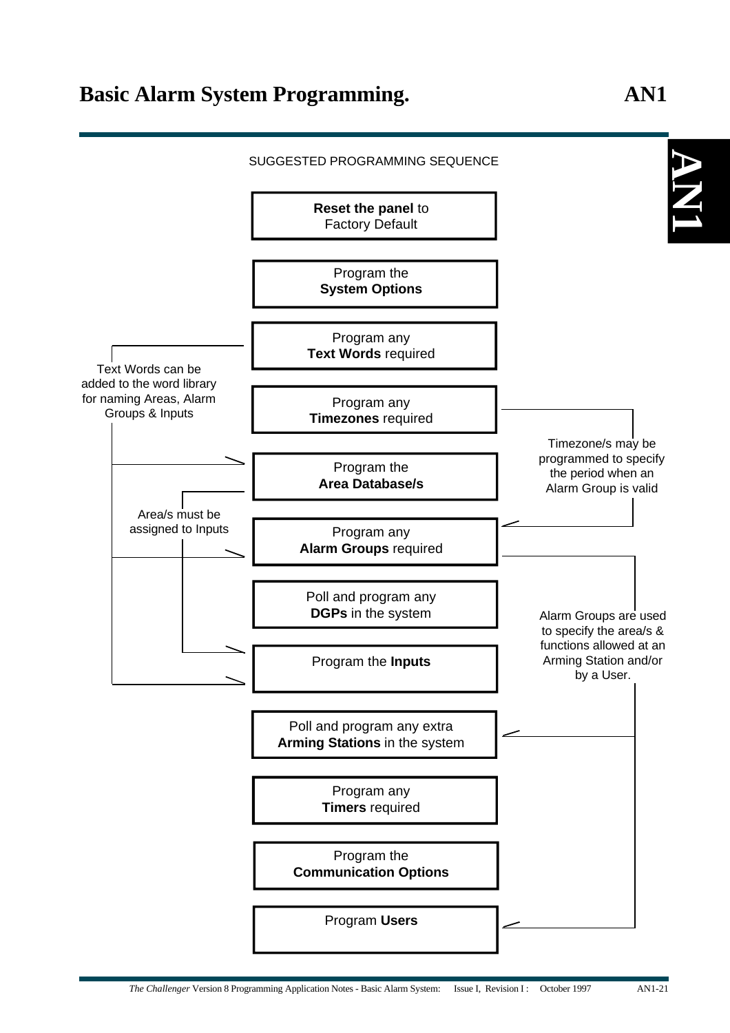# Basic Alarm System Programming.

SUGGESTED PROGRAMMING SEQUENCE

1. **Reset the panel** to Factory Default
2. Program the **System Options**
3. Program any **Text Words** required
4. Program any **Timezones** required
5. Program the **Area Database/s**
6. Program any **Alarm Groups** required
7. Poll and program any **DGPs** in the system
8. Program the **Inputs**
9. Poll and program any extra **Arming Stations** in the system
10. Program any **Timers** required
11. Program the **Communication Options**
12. Program **Users**

Text Words can be added to the word library for naming Areas, Alarm Groups & Inputs

Timezone/s may be programmed to specify the period when an Alarm Group is valid

Area/s must be assigned to Inputs

Alarm Groups are used to specify the area/s & functions allowed at an Arming Station and/or by a User.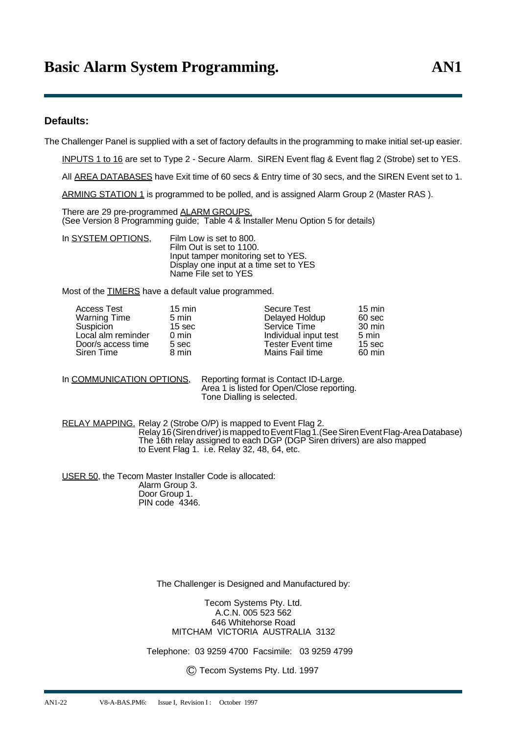# Basic Alarm System Programming. AN1

## Defaults:

The Challenger Panel is supplied with a set of factory defaults in the programming to make initial set-up easier.

INPUTS 1 to 16 are set to Type 2 - Secure Alarm. SIREN Event flag & Event flag 2 (Strobe) set to YES.

All AREA DATABASES have Exit time of 60 secs & Entry time of 30 secs, and the SIREN Event set to 1.

ARMING STATION 1 is programmed to be polled, and is assigned Alarm Group 2 (Master RAS ).

There are 29 pre-programmed ALARM GROUPS.
(See Version 8 Programming guide; Table 4 & Installer Menu Option 5 for details)

In SYSTEM OPTIONS,
- Film Low is set to 800.
- Film Out is set to 1100.
- Input tamper monitoring set to YES.
- Display one input at a time set to YES
- Name File set to YES

Most of the TIMERS have a default value programmed.

| | | | |
|---|---|---|---|
| Access Test | 15 min | Secure Test | 15 min |
| Warning Time | 5 min | Delayed Holdup | 60 sec |
| Suspicion | 15 sec | Service Time | 30 min |
| Local alm reminder | 0 min | Individual input test | 5 min |
| Door/s access time | 5 sec | Tester Event time | 15 sec |
| Siren Time | 8 min | Mains Fail time | 60 min |

In COMMUNICATION OPTIONS,
- Reporting format is Contact ID-Large.
- Area 1 is listed for Open/Close reporting.
- Tone Dialling is selected.

RELAY MAPPING. Relay 2 (Strobe O/P) is mapped to Event Flag 2.
Relay 16 (Siren driver) is mapped to Event Flag 1.(See Siren Event Flag-Area Database)
The 16th relay assigned to each DGP (DGP Siren drivers) are also mapped to Event Flag 1. i.e. Relay 32, 48, 64, etc.

USER 50, the Tecom Master Installer Code is allocated:
- Alarm Group 3.
- Door Group 1.
- PIN code 4346.

The Challenger is Designed and Manufactured by:

Tecom Systems Pty. Ltd.
A.C.N. 005 523 562
646 Whitehorse Road
MITCHAM VICTORIA AUSTRALIA 3132

Telephone: 03 9259 4700 Facsimile: 03 9259 4799

© Tecom Systems Pty. Ltd. 1997